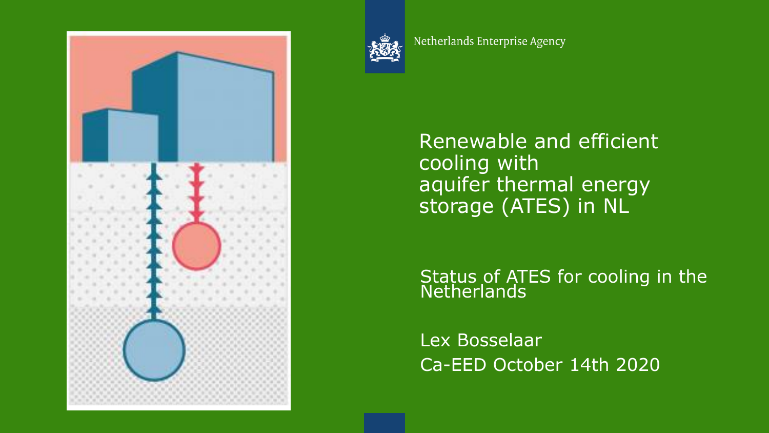Netherlands Enterprise Agency

# Renewable and efficient cooling with aquifer thermal energy storage (ATES) in NL

## Status of ATES for cooling in the Netherlands

Lex Bosselaar

Ca-EED October 14th 2020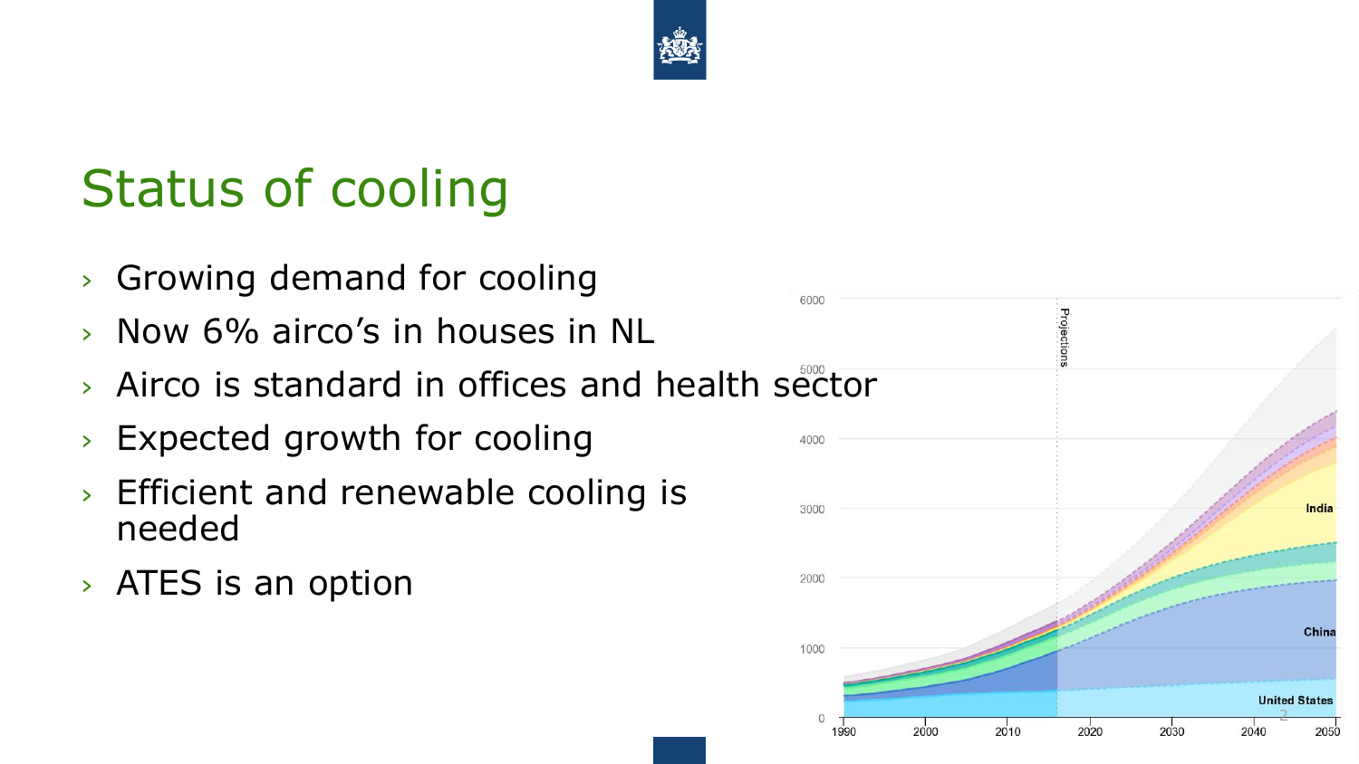# Status of cooling

- Growing demand for cooling
- Now 6% airco's in houses in NL
- Airco is standard in offices and health sector
- Expected growth for cooling
- Efficient and renewable cooling is needed
- ATES is an option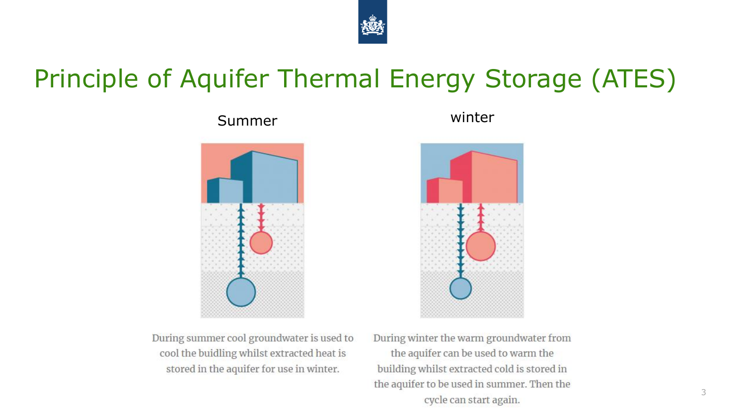# Principle of Aquifer Thermal Energy Storage (ATES)

Summer

During summer cool groundwater is used to cool the buidling whilst extracted heat is stored in the aquifer for use in winter.

winter

During winter the warm groundwater from the aquifer can be used to warm the building whilst extracted cold is stored in the aquifer to be used in summer. Then the cycle can start again.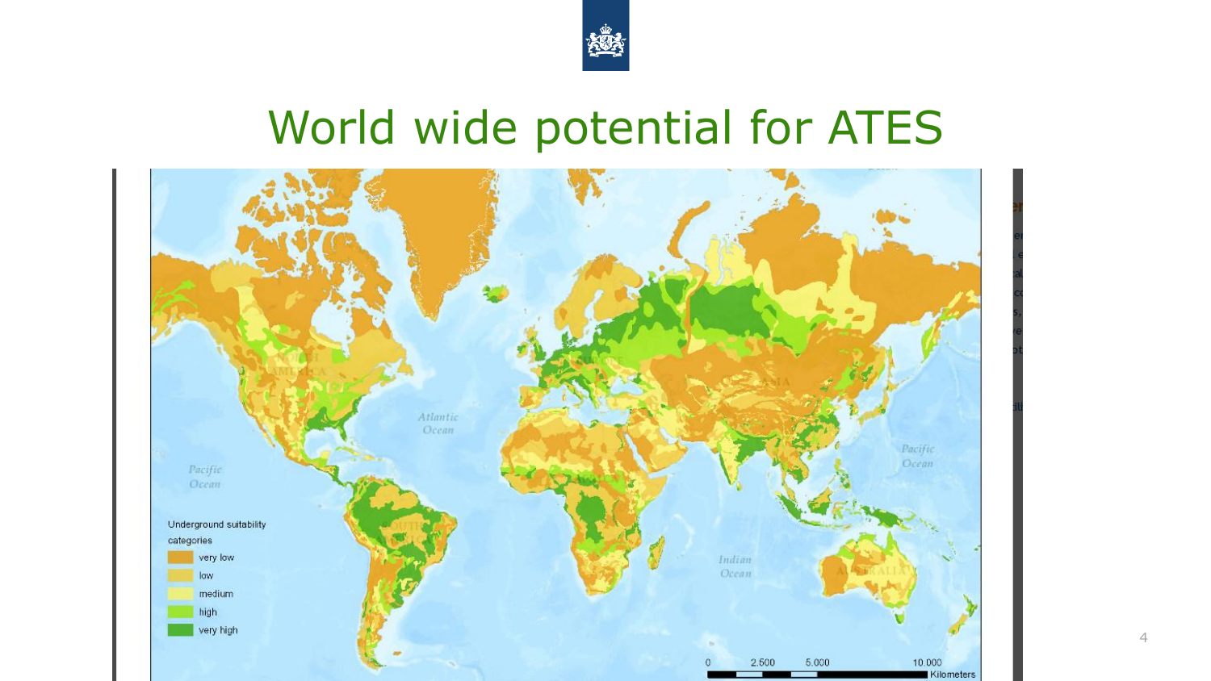# World wide potential for ATES

Underground suitability categories

- very low
- low
- medium
- high
- very high

Atlantic Ocean

Pacific Ocean

Indian Ocean

0 2.500 5.000 10.000 Kilometers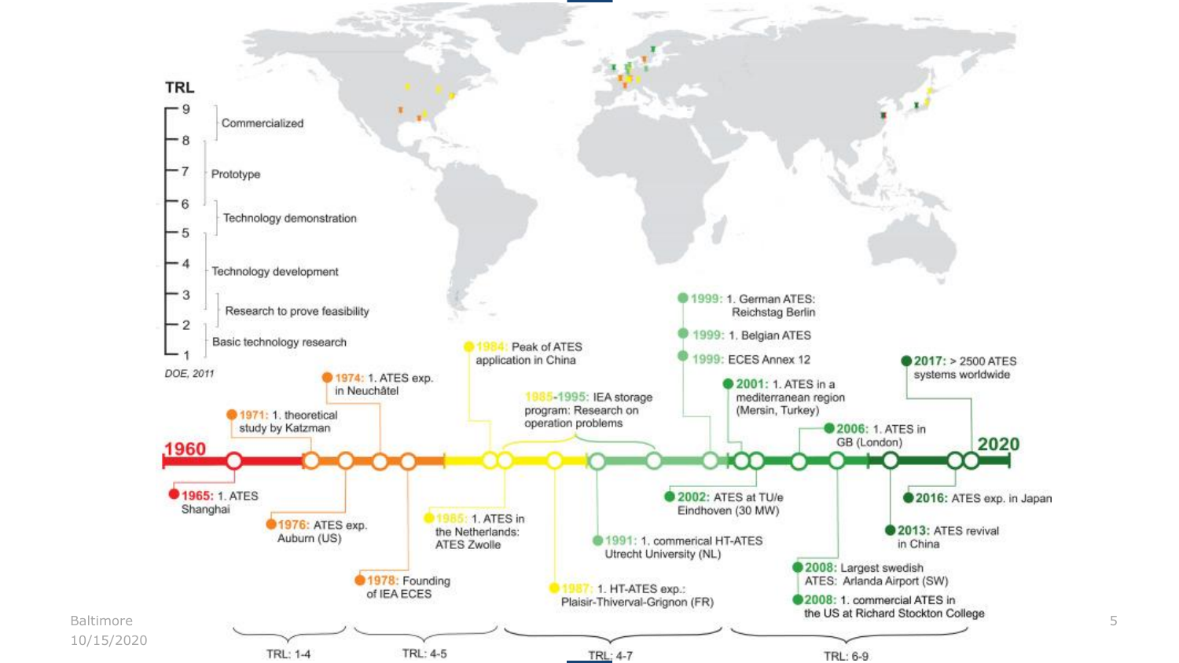TRL

- 9 – 8: Commercialized
- 8 – 7: Prototype
- 6 – 5: Technology demonstration
- 5 – 4: Technology development
- 3: Research to prove feasibility
- 2 – 1: Basic technology research

DOE, 2011

**1960**

- **1965:** 1. ATES Shanghai
- **1971:** 1. theoretical study by Katzman
- **1974:** 1. ATES exp. in Neuchâtel
- **1976:** ATES exp. Auburn (US)
- **1978:** Founding of IEA ECES
- **1984:** Peak of ATES application in China
- **1985:** 1. ATES in the Netherlands: ATES Zwolle
- **1985-1995:** IEA storage program: Research on operation problems
- **1987:** 1. HT-ATES exp.: Plaisir-Thiverval-Grignon (FR)
- **1991:** 1. commercial HT-ATES Utrecht University (NL)
- **1999:** 1. German ATES: Reichstag Berlin
- **1999:** 1. Belgian ATES
- **1999:** ECES Annex 12
- **2001:** 1. ATES in a mediterranean region (Mersin, Turkey)
- **2002:** ATES at TU/e Eindhoven (30 MW)
- **2006:** 1. ATES in GB (London)
- **2008:** Largest swedish ATES: Arlanda Airport (SW)
- **2008:** 1. commercial ATES in the US at Richard Stockton College
- **2013:** ATES revival in China
- **2016:** ATES exp. in Japan
- **2017:** > 2500 ATES systems worldwide

**2020**

TRL: 1-4 | TRL: 4-5 | TRL: 4-7 | TRL: 6-9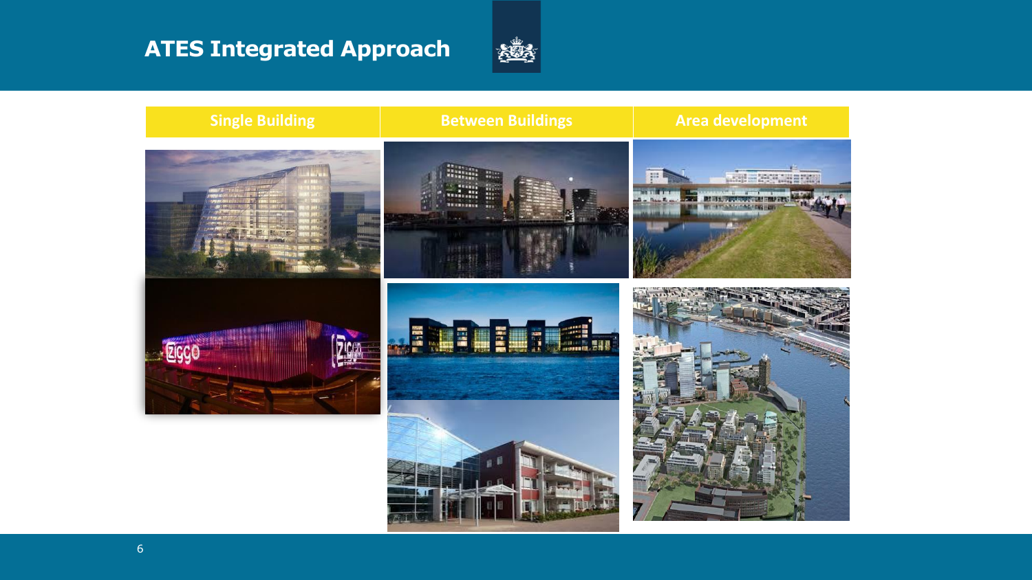# ATES Integrated Approach

| Single Building | Between Buildings | Area development |
| --- | --- | --- |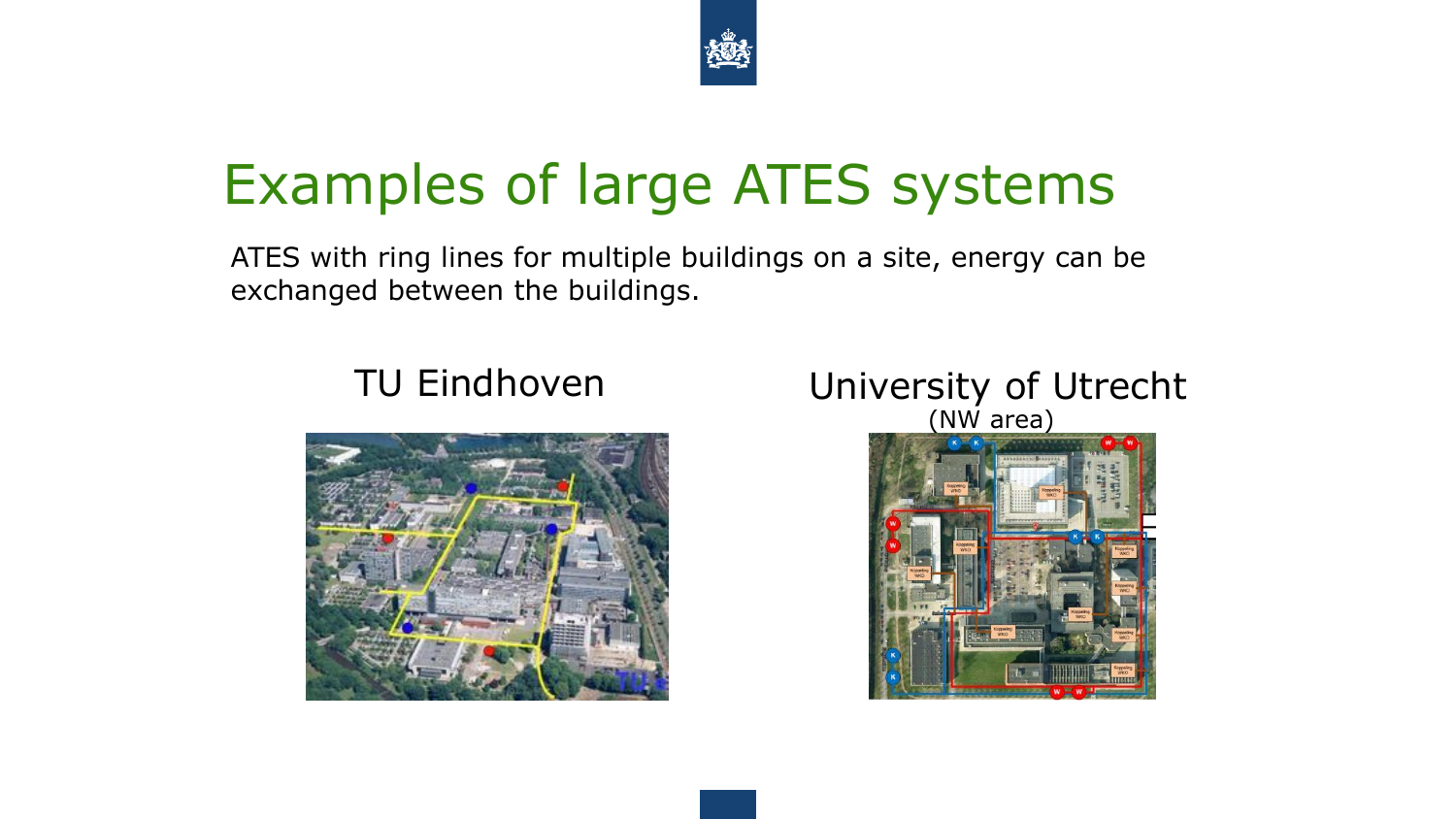# Examples of large ATES systems

ATES with ring lines for multiple buildings on a site, energy can be exchanged between the buildings.

TU Eindhoven

University of Utrecht
(NW area)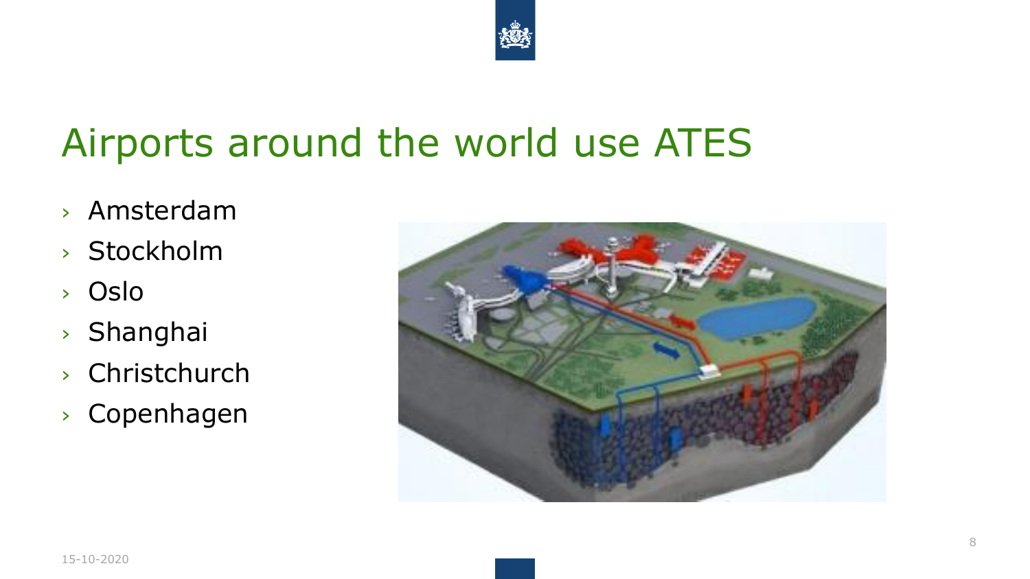# Airports around the world use ATES

- Amsterdam
- Stockholm
- Oslo
- Shanghai
- Christchurch
- Copenhagen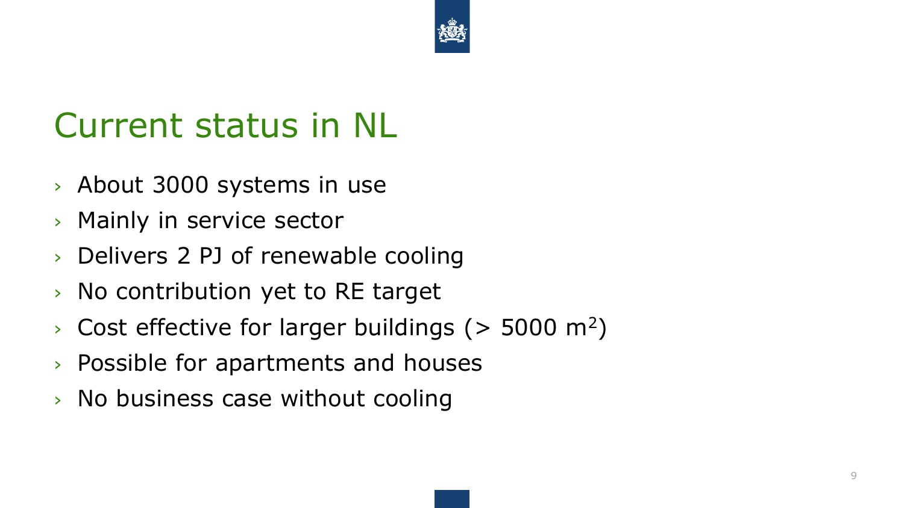# Current status in NL

- About 3000 systems in use
- Mainly in service sector
- Delivers 2 PJ of renewable cooling
- No contribution yet to RE target
- Cost effective for larger buildings (> 5000 $m^2$)
- Possible for apartments and houses
- No business case without cooling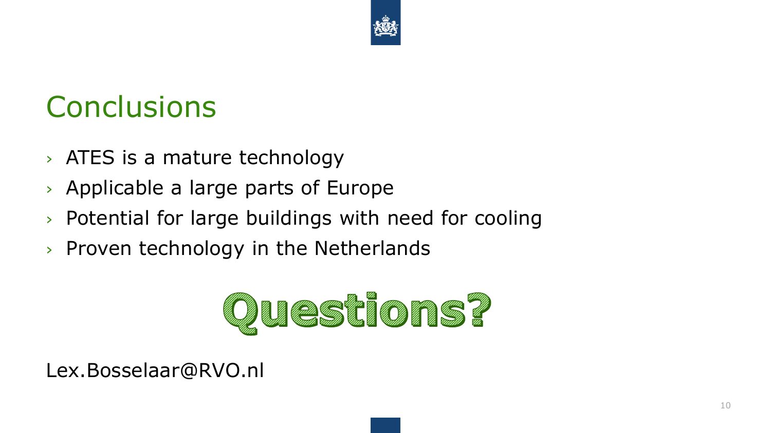# Conclusions

- ATES is a mature technology
- Applicable a large parts of Europe
- Potential for large buildings with need for cooling
- Proven technology in the Netherlands

Questions?

Lex.Bosselaar@RVO.nl